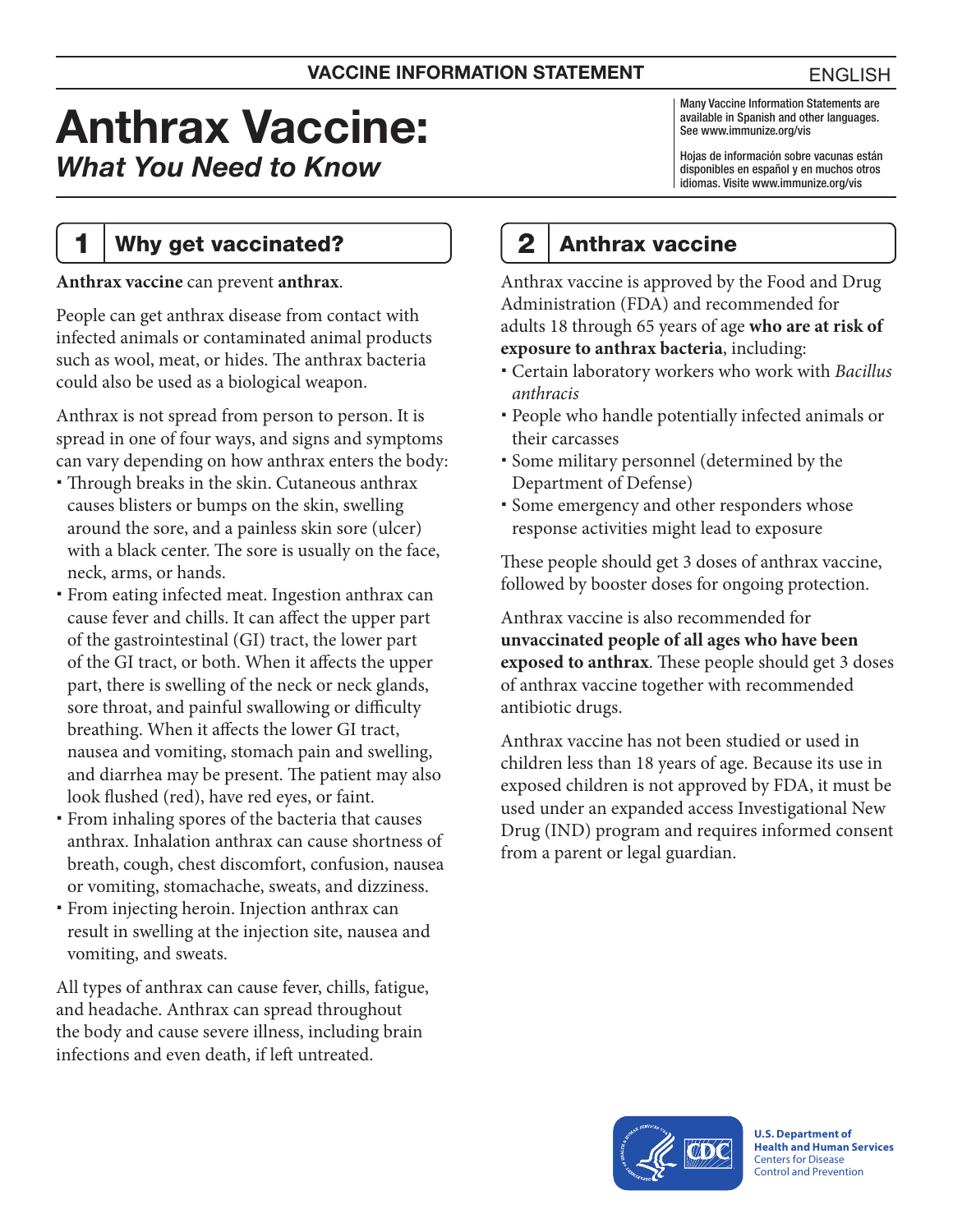**VACCINE INFORMATION STATEMENT** ENGLISH

# Anthrax Vaccine:
## *What You Need to Know*

Many Vaccine Information Statements are available in Spanish and other languages. See www.immunize.org/vis

Hojas de información sobre vacunas están disponibles en español y en muchos otros idiomas. Visite www.immunize.org/vis

## 1 Why get vaccinated?

**Anthrax vaccine** can prevent **anthrax**.

People can get anthrax disease from contact with infected animals or contaminated animal products such as wool, meat, or hides. The anthrax bacteria could also be used as a biological weapon.

Anthrax is not spread from person to person. It is spread in one of four ways, and signs and symptoms can vary depending on how anthrax enters the body:

- Through breaks in the skin. Cutaneous anthrax causes blisters or bumps on the skin, swelling around the sore, and a painless skin sore (ulcer) with a black center. The sore is usually on the face, neck, arms, or hands.
- From eating infected meat. Ingestion anthrax can cause fever and chills. It can affect the upper part of the gastrointestinal (GI) tract, the lower part of the GI tract, or both. When it affects the upper part, there is swelling of the neck or neck glands, sore throat, and painful swallowing or difficulty breathing. When it affects the lower GI tract, nausea and vomiting, stomach pain and swelling, and diarrhea may be present. The patient may also look flushed (red), have red eyes, or faint.
- From inhaling spores of the bacteria that causes anthrax. Inhalation anthrax can cause shortness of breath, cough, chest discomfort, confusion, nausea or vomiting, stomachache, sweats, and dizziness.
- From injecting heroin. Injection anthrax can result in swelling at the injection site, nausea and vomiting, and sweats.

All types of anthrax can cause fever, chills, fatigue, and headache. Anthrax can spread throughout the body and cause severe illness, including brain infections and even death, if left untreated.

## 2 Anthrax vaccine

Anthrax vaccine is approved by the Food and Drug Administration (FDA) and recommended for adults 18 through 65 years of age **who are at risk of exposure to anthrax bacteria**, including:

- Certain laboratory workers who work with *Bacillus anthracis*
- People who handle potentially infected animals or their carcasses
- Some military personnel (determined by the Department of Defense)
- Some emergency and other responders whose response activities might lead to exposure

These people should get 3 doses of anthrax vaccine, followed by booster doses for ongoing protection.

Anthrax vaccine is also recommended for **unvaccinated people of all ages who have been exposed to anthrax**. These people should get 3 doses of anthrax vaccine together with recommended antibiotic drugs.

Anthrax vaccine has not been studied or used in children less than 18 years of age. Because its use in exposed children is not approved by FDA, it must be used under an expanded access Investigational New Drug (IND) program and requires informed consent from a parent or legal guardian.

**U.S. Department of Health and Human Services**
Centers for Disease Control and Prevention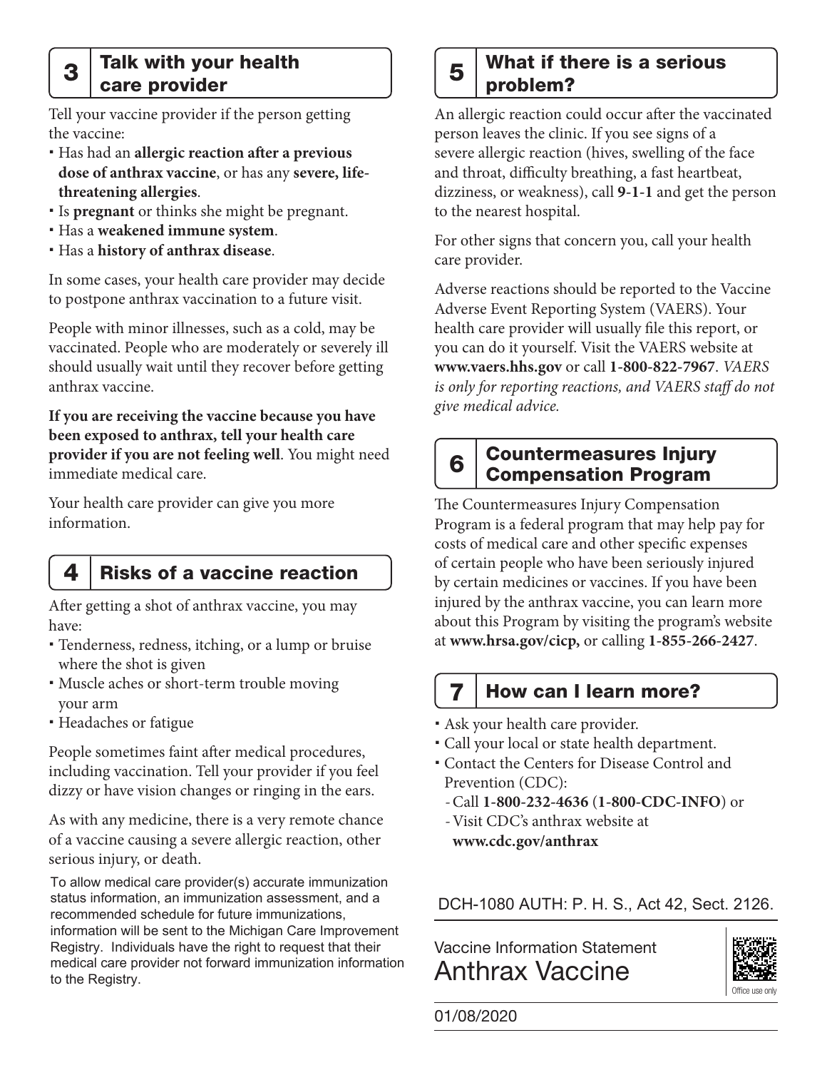## 3 Talk with your health care provider

Tell your vaccine provider if the person getting the vaccine:

- Has had an **allergic reaction after a previous dose of anthrax vaccine**, or has any **severe, life-threatening allergies**.
- Is **pregnant** or thinks she might be pregnant.
- Has a **weakened immune system**.
- Has a **history of anthrax disease**.

In some cases, your health care provider may decide to postpone anthrax vaccination to a future visit.

People with minor illnesses, such as a cold, may be vaccinated. People who are moderately or severely ill should usually wait until they recover before getting anthrax vaccine.

**If you are receiving the vaccine because you have been exposed to anthrax, tell your health care provider if you are not feeling well**. You might need immediate medical care.

Your health care provider can give you more information.

## 4 Risks of a vaccine reaction

After getting a shot of anthrax vaccine, you may have:

- Tenderness, redness, itching, or a lump or bruise where the shot is given
- Muscle aches or short-term trouble moving your arm
- Headaches or fatigue

People sometimes faint after medical procedures, including vaccination. Tell your provider if you feel dizzy or have vision changes or ringing in the ears.

As with any medicine, there is a very remote chance of a vaccine causing a severe allergic reaction, other serious injury, or death.

To allow medical care provider(s) accurate immunization status information, an immunization assessment, and a recommended schedule for future immunizations, information will be sent to the Michigan Care Improvement Registry. Individuals have the right to request that their medical care provider not forward immunization information to the Registry.

## 5 What if there is a serious problem?

An allergic reaction could occur after the vaccinated person leaves the clinic. If you see signs of a severe allergic reaction (hives, swelling of the face and throat, difficulty breathing, a fast heartbeat, dizziness, or weakness), call **9-1-1** and get the person to the nearest hospital.

For other signs that concern you, call your health care provider.

Adverse reactions should be reported to the Vaccine Adverse Event Reporting System (VAERS). Your health care provider will usually file this report, or you can do it yourself. Visit the VAERS website at **www.vaers.hhs.gov** or call **1-800-822-7967**. *VAERS is only for reporting reactions, and VAERS staff do not give medical advice.*

## 6 Countermeasures Injury Compensation Program

The Countermeasures Injury Compensation Program is a federal program that may help pay for costs of medical care and other specific expenses of certain people who have been seriously injured by certain medicines or vaccines. If you have been injured by the anthrax vaccine, you can learn more about this Program by visiting the program's website at **www.hrsa.gov/cicp,** or calling **1-855-266-2427**.

## 7 How can I learn more?

- Ask your health care provider.
- Call your local or state health department.
- Contact the Centers for Disease Control and Prevention (CDC):
  - Call **1-800-232-4636** (**1-800-CDC-INFO**) or
  - Visit CDC's anthrax website at **www.cdc.gov/anthrax**

DCH-1080 AUTH: P. H. S., Act 42, Sect. 2126.

Vaccine Information Statement
Anthrax Vaccine

Office use only

01/08/2020